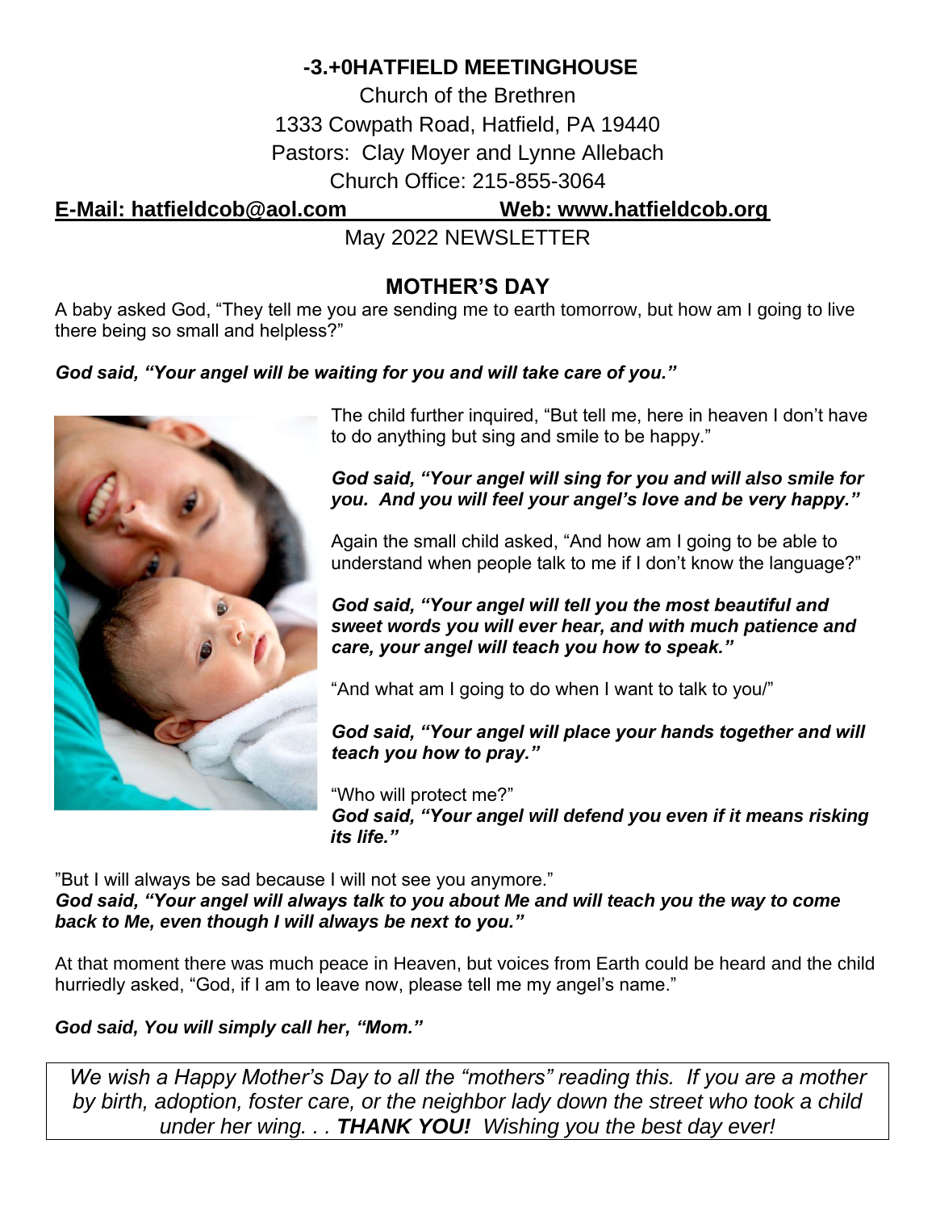# -3.+0HATFIELD MEETINGHOUSE

Church of the Brethren

1333 Cowpath Road, Hatfield, PA 19440

Pastors: Clay Moyer and Lynne Allebach

Church Office: 215-855-3064

**E-Mail: hatfieldcob@aol.com** **Web: www.hatfieldcob.org**

May 2022 NEWSLETTER

## MOTHER'S DAY

A baby asked God, "They tell me you are sending me to earth tomorrow, but how am I going to live there being so small and helpless?"

***God said, "Your angel will be waiting for you and will take care of you."***

The child further inquired, "But tell me, here in heaven I don't have to do anything but sing and smile to be happy."

***God said, "Your angel will sing for you and will also smile for you. And you will feel your angel's love and be very happy."***

Again the small child asked, "And how am I going to be able to understand when people talk to me if I don't know the language?"

***God said, "Your angel will tell you the most beautiful and sweet words you will ever hear, and with much patience and care, your angel will teach you how to speak."***

"And what am I going to do when I want to talk to you/"

***God said, "Your angel will place your hands together and will teach you how to pray."***

"Who will protect me?"

***God said, "Your angel will defend you even if it means risking its life."***

"But I will always be sad because I will not see you anymore."

***God said, "Your angel will always talk to you about Me and will teach you the way to come back to Me, even though I will always be next to you."***

At that moment there was much peace in Heaven, but voices from Earth could be heard and the child hurriedly asked, "God, if I am to leave now, please tell me my angel's name."

***God said, You will simply call her, "Mom."***

*We wish a Happy Mother's Day to all the "mothers" reading this. If you are a mother by birth, adoption, foster care, or the neighbor lady down the street who took a child under her wing. . . **THANK YOU!** Wishing you the best day ever!*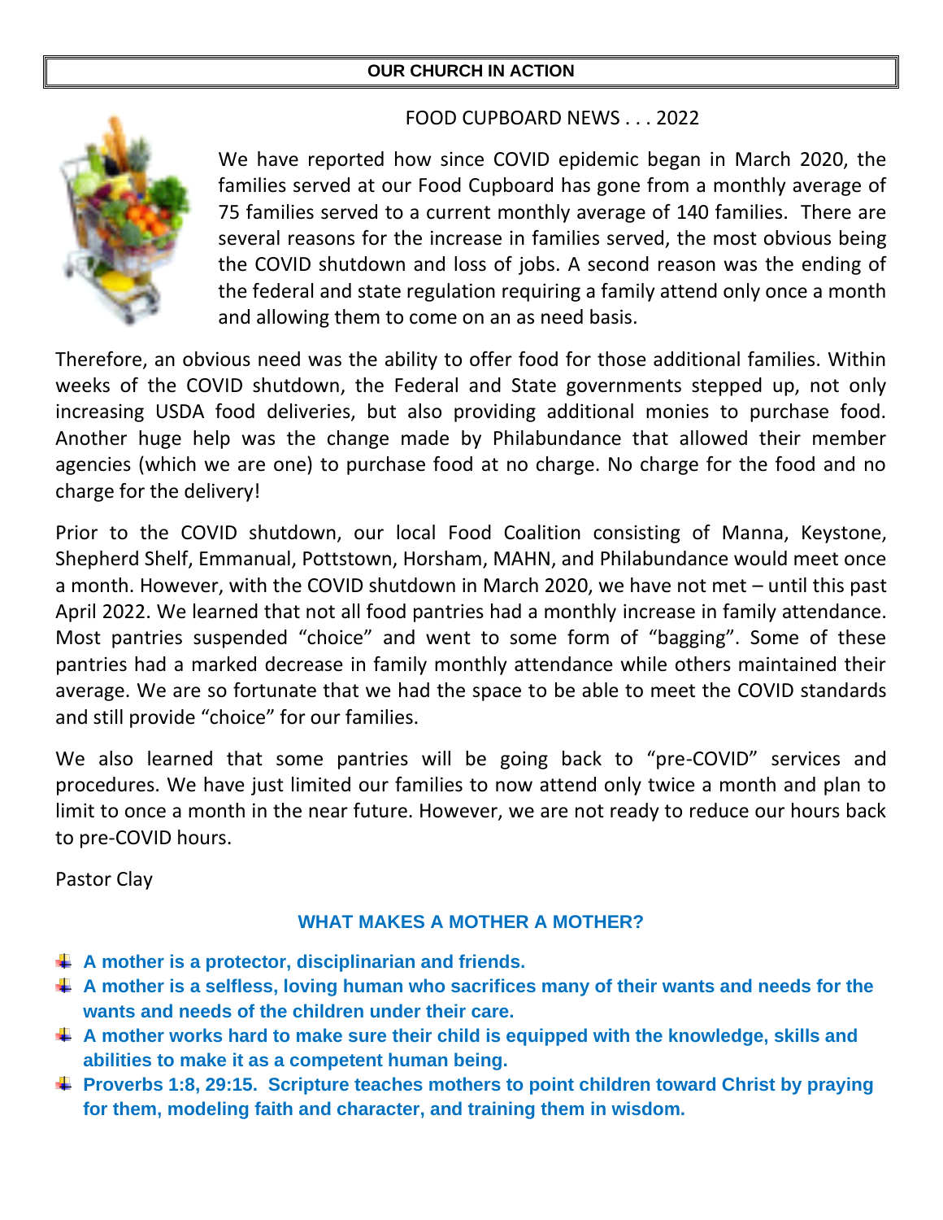## OUR CHURCH IN ACTION

### FOOD CUPBOARD NEWS . . . 2022

We have reported how since COVID epidemic began in March 2020, the families served at our Food Cupboard has gone from a monthly average of 75 families served to a current monthly average of 140 families. There are several reasons for the increase in families served, the most obvious being the COVID shutdown and loss of jobs. A second reason was the ending of the federal and state regulation requiring a family attend only once a month and allowing them to come on an as need basis.

Therefore, an obvious need was the ability to offer food for those additional families. Within weeks of the COVID shutdown, the Federal and State governments stepped up, not only increasing USDA food deliveries, but also providing additional monies to purchase food. Another huge help was the change made by Philabundance that allowed their member agencies (which we are one) to purchase food at no charge. No charge for the food and no charge for the delivery!

Prior to the COVID shutdown, our local Food Coalition consisting of Manna, Keystone, Shepherd Shelf, Emmanual, Pottstown, Horsham, MAHN, and Philabundance would meet once a month. However, with the COVID shutdown in March 2020, we have not met – until this past April 2022. We learned that not all food pantries had a monthly increase in family attendance. Most pantries suspended "choice" and went to some form of "bagging". Some of these pantries had a marked decrease in family monthly attendance while others maintained their average. We are so fortunate that we had the space to be able to meet the COVID standards and still provide "choice" for our families.

We also learned that some pantries will be going back to "pre-COVID" services and procedures. We have just limited our families to now attend only twice a month and plan to limit to once a month in the near future. However, we are not ready to reduce our hours back to pre-COVID hours.

Pastor Clay

### WHAT MAKES A MOTHER A MOTHER?

- **A mother is a protector, disciplinarian and friends.**
- **A mother is a selfless, loving human who sacrifices many of their wants and needs for the wants and needs of the children under their care.**
- **A mother works hard to make sure their child is equipped with the knowledge, skills and abilities to make it as a competent human being.**
- **Proverbs 1:8, 29:15. Scripture teaches mothers to point children toward Christ by praying for them, modeling faith and character, and training them in wisdom.**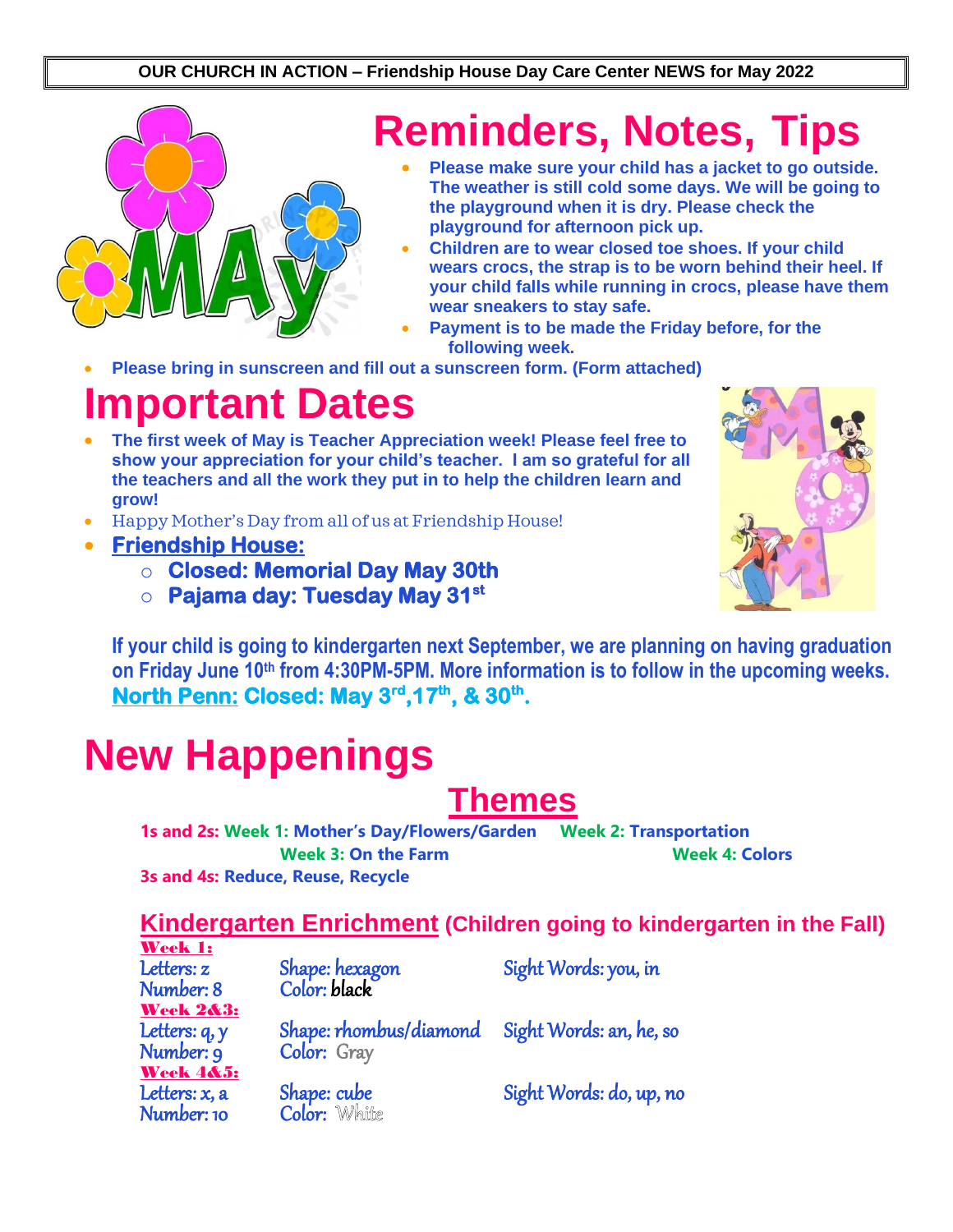**OUR CHURCH IN ACTION – Friendship House Day Care Center NEWS for May 2022**

# Reminders, Notes, Tips

- **Please make sure your child has a jacket to go outside. The weather is still cold some days. We will be going to the playground when it is dry. Please check the playground for afternoon pick up.**
- **Children are to wear closed toe shoes. If your child wears crocs, the strap is to be worn behind their heel. If your child falls while running in crocs, please have them wear sneakers to stay safe.**
- **Payment is to be made the Friday before, for the following week.**
- **Please bring in sunscreen and fill out a sunscreen form. (Form attached)**

# Important Dates

- **The first week of May is Teacher Appreciation week! Please feel free to show your appreciation for your child's teacher. I am so grateful for all the teachers and all the work they put in to help the children learn and grow!**
- Happy Mother's Day from all of us at Friendship House!
- **Friendship House:**
  - **Closed: Memorial Day May 30th**
  - **Pajama day: Tuesday May 31st**

**If your child is going to kindergarten next September, we are planning on having graduation on Friday June 10th from 4:30PM-5PM. More information is to follow in the upcoming weeks.**

**North Penn: Closed: May 3rd,17th, & 30th.**

# New Happenings

## Themes

**1s and 2s:** **Week 1: Mother's Day/Flowers/Garden** **Week 2: Transportation** **Week 3: On the Farm** **Week 4: Colors**

**3s and 4s: Reduce, Reuse, Recycle**

## Kindergarten Enrichment (Children going to kindergarten in the Fall)

**Week 1:**

| | | |
|---|---|---|
| Letters: z | Shape: hexagon | Sight Words: you, in |
| Number: 8 | Color: black | |

**Week 2&3:**

| | | |
|---|---|---|
| Letters: q, y | Shape: rhombus/diamond | Sight Words: an, he, so |
| Number: 9 | Color: Gray | |

**Week 4&5:**

| | | |
|---|---|---|
| Letters: x, a | Shape: cube | Sight Words: do, up, no |
| Number: 10 | Color: White | |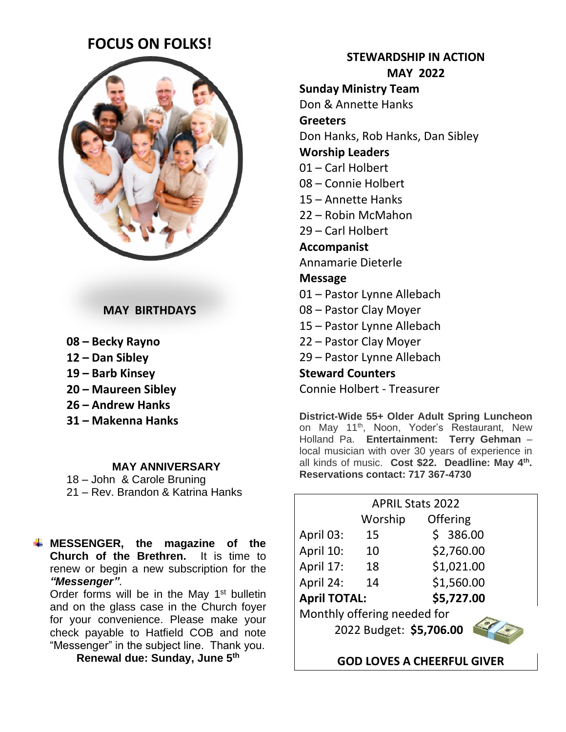# FOCUS ON FOLKS!

### MAY BIRTHDAYS

**08 – Becky Rayno**
**12 – Dan Sibley**
**19 – Barb Kinsey**
**20 – Maureen Sibley**
**26 – Andrew Hanks**
**31 – Makenna Hanks**

### MAY ANNIVERSARY

18 – John & Carole Bruning
21 – Rev. Brandon & Katrina Hanks

- **MESSENGER, the magazine of the Church of the Brethren.** It is time to renew or begin a new subscription for the ***"Messenger"***.
  Order forms will be in the May 1st bulletin and on the glass case in the Church foyer for your convenience. Please make your check payable to Hatfield COB and note "Messenger" in the subject line. Thank you.
  **Renewal due: Sunday, June 5th**

## STEWARDSHIP IN ACTION
## MAY 2022

**Sunday Ministry Team**
Don & Annette Hanks

**Greeters**
Don Hanks, Rob Hanks, Dan Sibley

**Worship Leaders**
01 – Carl Holbert
08 – Connie Holbert
15 – Annette Hanks
22 – Robin McMahon
29 – Carl Holbert

**Accompanist**
Annamarie Dieterle

**Message**
01 – Pastor Lynne Allebach
08 – Pastor Clay Moyer
15 – Pastor Lynne Allebach
22 – Pastor Clay Moyer
29 – Pastor Lynne Allebach

**Steward Counters**
Connie Holbert - Treasurer

**District-Wide 55+ Older Adult Spring Luncheon** on May 11th, Noon, Yoder's Restaurant, New Holland Pa. **Entertainment: Terry Gehman** – local musician with over 30 years of experience in all kinds of music. **Cost $22. Deadline: May 4th. Reservations contact: 717 367-4730**

| APRIL Stats 2022 | | |
|---|---|---|
| | Worship | Offering |
| April 03: | 15 | $ 386.00 |
| April 10: | 10 | $2,760.00 |
| April 17: | 18 | $1,021.00 |
| April 24: | 14 | $1,560.00 |
| **April TOTAL:** | | **$5,727.00** |

Monthly offering needed for
2022 Budget: **$5,706.00**

**GOD LOVES A CHEERFUL GIVER**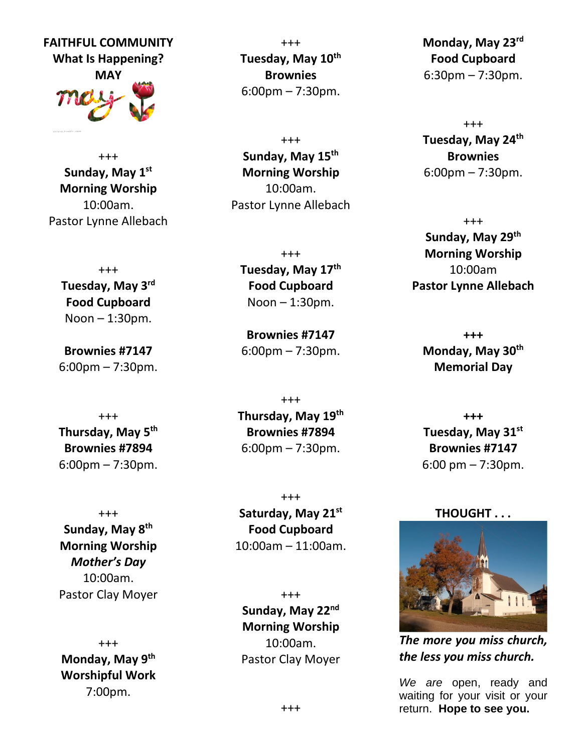**FAITHFUL COMMUNITY**
**What Is Happening?**
**MAY**

+++
**Sunday, May 1st**
**Morning Worship**
10:00am.
Pastor Lynne Allebach

+++
**Tuesday, May 3rd**
**Food Cupboard**
Noon – 1:30pm.

**Brownies #7147**
6:00pm – 7:30pm.

+++
**Thursday, May 5th**
**Brownies #7894**
6:00pm – 7:30pm.

+++
**Sunday, May 8th**
**Morning Worship**
***Mother's Day***
10:00am.
Pastor Clay Moyer

+++
**Monday, May 9th**
**Worshipful Work**
7:00pm.

+++
**Tuesday, May 10th**
**Brownies**
6:00pm – 7:30pm.

+++
**Sunday, May 15th**
**Morning Worship**
10:00am.
Pastor Lynne Allebach

+++
**Tuesday, May 17th**
**Food Cupboard**
Noon – 1:30pm.

**Brownies #7147**
6:00pm – 7:30pm.

+++
**Thursday, May 19th**
**Brownies #7894**
6:00pm – 7:30pm.

+++
**Saturday, May 21st**
**Food Cupboard**
10:00am – 11:00am.

+++
**Sunday, May 22nd**
**Morning Worship**
10:00am.
Pastor Clay Moyer

+++

**Monday, May 23rd**
**Food Cupboard**
6:30pm – 7:30pm.

+++
**Tuesday, May 24th**
**Brownies**
6:00pm – 7:30pm.

+++
**Sunday, May 29th**
**Morning Worship**
10:00am
**Pastor Lynne Allebach**

**+++**
**Monday, May 30th**
**Memorial Day**

**+++**
**Tuesday, May 31st**
**Brownies #7147**
6:00 pm – 7:30pm.

**THOUGHT . . .**

***The more you miss church, the less you miss church.***

*We are* open, ready and waiting for your visit or your return. **Hope to see you.**